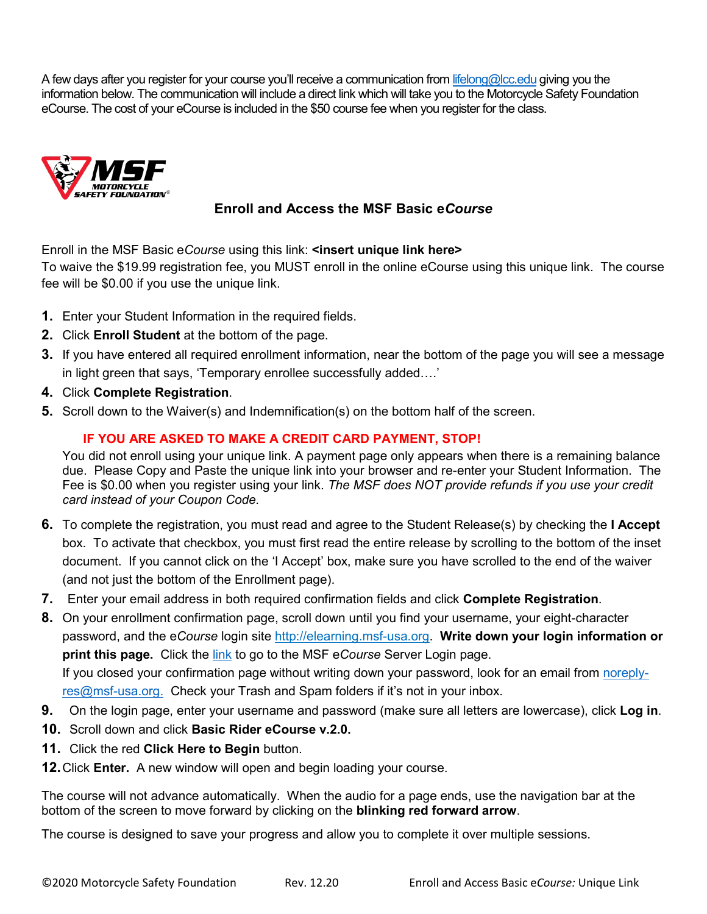A few days after you register for your course you'll receive a communication from lifelong@lcc.edu giving you the information below. The communication will include a direct link which will take you to the Motorcycle Safety Foundation eCourse. The cost of your eCourse is included in the $50 course fee when you register for the class.

MSF MOTORCYCLE SAFETY FOUNDATION®

## Enroll and Access the MSF Basic e*Course*

Enroll in the MSF Basic e*Course* using this link: **<insert unique link here>**
To waive the $19.99 registration fee, you MUST enroll in the online eCourse using this unique link. The course fee will be $0.00 if you use the unique link.

1. Enter your Student Information in the required fields.
2. Click **Enroll Student** at the bottom of the page.
3. If you have entered all required enrollment information, near the bottom of the page you will see a message in light green that says, 'Temporary enrollee successfully added….'
4. Click **Complete Registration**.
5. Scroll down to the Waiver(s) and Indemnification(s) on the bottom half of the screen.

   **IF YOU ARE ASKED TO MAKE A CREDIT CARD PAYMENT, STOP!**
   You did not enroll using your unique link. A payment page only appears when there is a remaining balance due. Please Copy and Paste the unique link into your browser and re-enter your Student Information. The Fee is $0.00 when you register using your link. *The MSF does NOT provide refunds if you use your credit card instead of your Coupon Code.*

6. To complete the registration, you must read and agree to the Student Release(s) by checking the **I Accept** box. To activate that checkbox, you must first read the entire release by scrolling to the bottom of the inset document. If you cannot click on the 'I Accept' box, make sure you have scrolled to the end of the waiver (and not just the bottom of the Enrollment page).
7. Enter your email address in both required confirmation fields and click **Complete Registration**.
8. On your enrollment confirmation page, scroll down until you find your username, your eight-character password, and the e*Course* login site http://elearning.msf-usa.org. **Write down your login information or print this page.** Click the link to go to the MSF e*Course* Server Login page.
   If you closed your confirmation page without writing down your password, look for an email from noreply-res@msf-usa.org. Check your Trash and Spam folders if it's not in your inbox.
9. On the login page, enter your username and password (make sure all letters are lowercase), click **Log in**.
10. Scroll down and click **Basic Rider eCourse v.2.0.**
11. Click the red **Click Here to Begin** button.
12. Click **Enter.** A new window will open and begin loading your course.

The course will not advance automatically. When the audio for a page ends, use the navigation bar at the bottom of the screen to move forward by clicking on the **blinking red forward arrow**.

The course is designed to save your progress and allow you to complete it over multiple sessions.

©2020 Motorcycle Safety Foundation Rev. 12.20 Enroll and Access Basic e*Course:* Unique Link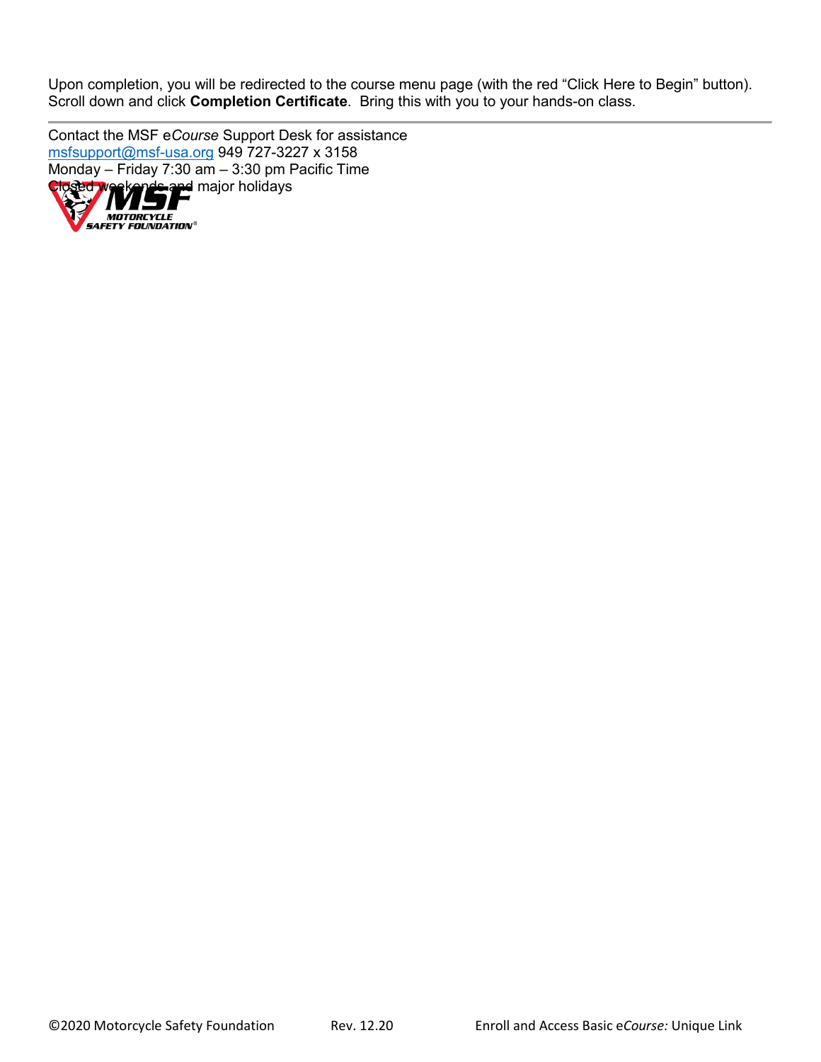Upon completion, you will be redirected to the course menu page (with the red "Click Here to Begin" button). Scroll down and click **Completion Certificate**. Bring this with you to your hands-on class.

---

Contact the MSF e*Course* Support Desk for assistance
msfsupport@msf-usa.org 949 727-3227 x 3158
Monday – Friday 7:30 am – 3:30 pm Pacific Time
Closed weekends and major holidays